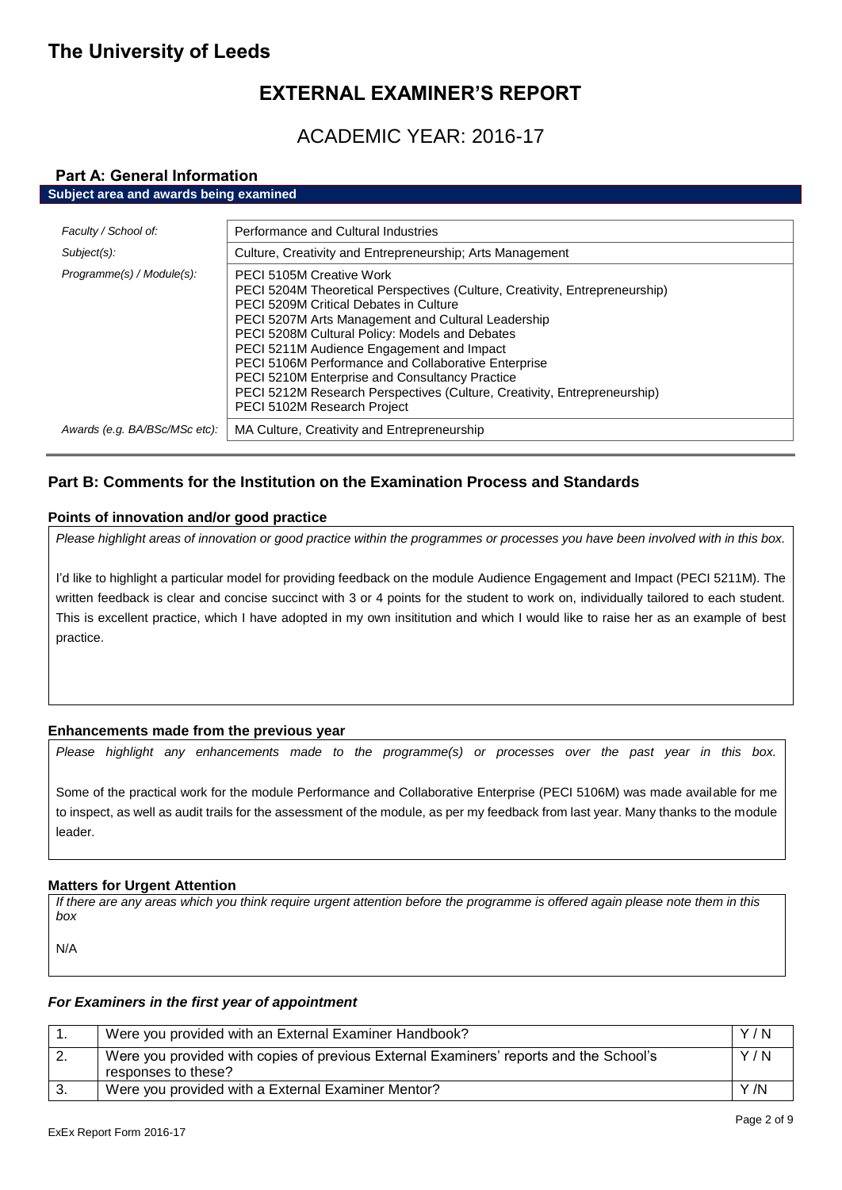# The University of Leeds

## EXTERNAL EXAMINER'S REPORT

## ACADEMIC YEAR: 2016-17

### Part A: General Information

**Subject area and awards being examined**

| | |
|---|---|
| *Faculty / School of:* | Performance and Cultural Industries |
| *Subject(s):* | Culture, Creativity and Entrepreneurship; Arts Management |
| *Programme(s) / Module(s):* | PECI 5105M Creative Work<br>PECI 5204M Theoretical Perspectives (Culture, Creativity, Entrepreneurship)<br>PECI 5209M Critical Debates in Culture<br>PECI 5207M Arts Management and Cultural Leadership<br>PECI 5208M Cultural Policy: Models and Debates<br>PECI 5211M Audience Engagement and Impact<br>PECI 5106M Performance and Collaborative Enterprise<br>PECI 5210M Enterprise and Consultancy Practice<br>PECI 5212M Research Perspectives (Culture, Creativity, Entrepreneurship)<br>PECI 5102M Research Project |
| *Awards (e.g. BA/BSc/MSc etc):* | MA Culture, Creativity and Entrepreneurship |

### Part B: Comments for the Institution on the Examination Process and Standards

**Points of innovation and/or good practice**

*Please highlight areas of innovation or good practice within the programmes or processes you have been involved with in this box.*

I'd like to highlight a particular model for providing feedback on the module Audience Engagement and Impact (PECI 5211M). The written feedback is clear and concise succinct with 3 or 4 points for the student to work on, individually tailored to each student. This is excellent practice, which I have adopted in my own insititution and which I would like to raise her as an example of best practice.

**Enhancements made from the previous year**

*Please highlight any enhancements made to the programme(s) or processes over the past year in this box.*

Some of the practical work for the module Performance and Collaborative Enterprise (PECI 5106M) was made available for me to inspect, as well as audit trails for the assessment of the module, as per my feedback from last year. Many thanks to the module leader.

**Matters for Urgent Attention**

*If there are any areas which you think require urgent attention before the programme is offered again please note them in this box*

N/A

***For Examiners in the first year of appointment***

| | | |
|---|---|---|
| 1. | Were you provided with an External Examiner Handbook? | Y / N |
| 2. | Were you provided with copies of previous External Examiners' reports and the School's responses to these? | Y / N |
| 3. | Were you provided with a External Examiner Mentor? | Y /N |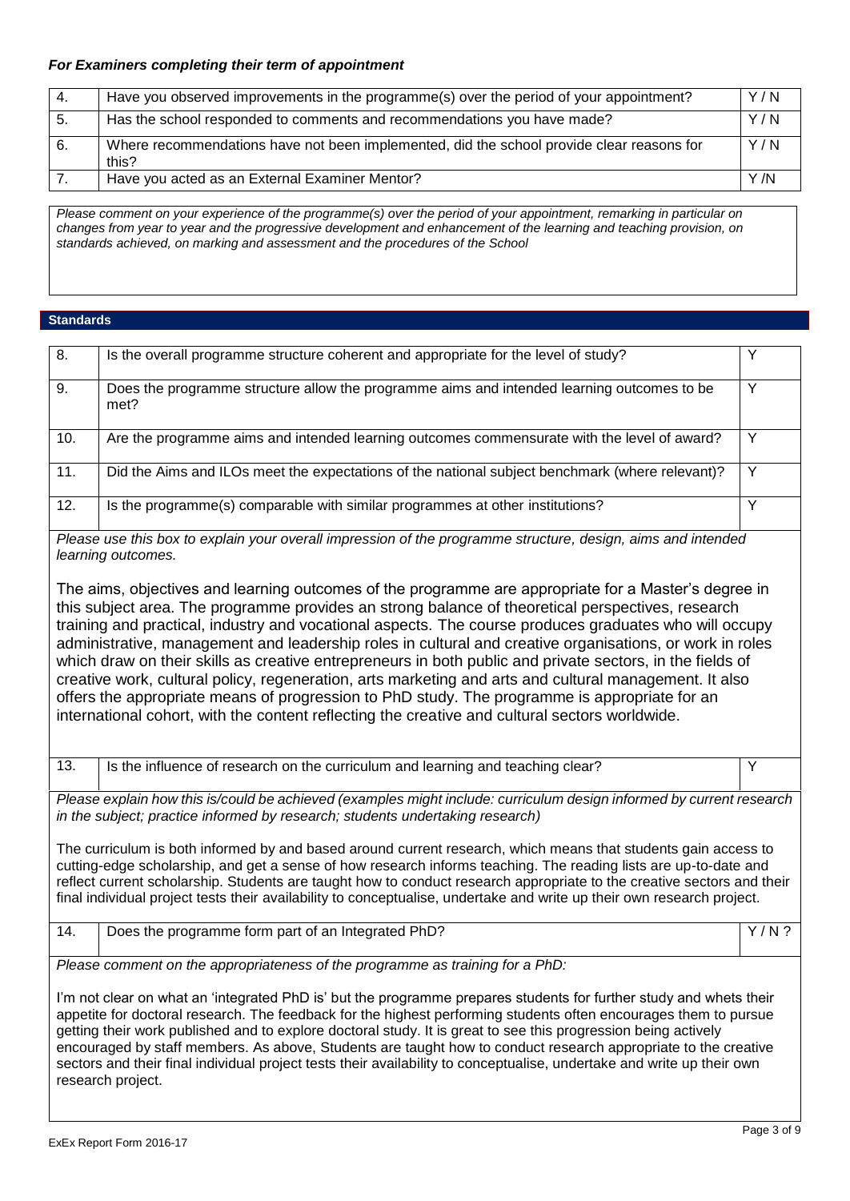***For Examiners completing their term of appointment***

| | | |
|---|---|---|
| 4. | Have you observed improvements in the programme(s) over the period of your appointment? | Y / N |
| 5. | Has the school responded to comments and recommendations you have made? | Y / N |
| 6. | Where recommendations have not been implemented, did the school provide clear reasons for this? | Y / N |
| 7. | Have you acted as an External Examiner Mentor? | Y /N |

*Please comment on your experience of the programme(s) over the period of your appointment, remarking in particular on changes from year to year and the progressive development and enhancement of the learning and teaching provision, on standards achieved, on marking and assessment and the procedures of the School*

## Standards

| | | |
|---|---|---|
| 8. | Is the overall programme structure coherent and appropriate for the level of study? | Y |
| 9. | Does the programme structure allow the programme aims and intended learning outcomes to be met? | Y |
| 10. | Are the programme aims and intended learning outcomes commensurate with the level of award? | Y |
| 11. | Did the Aims and ILOs meet the expectations of the national subject benchmark (where relevant)? | Y |
| 12. | Is the programme(s) comparable with similar programmes at other institutions? | Y |

*Please use this box to explain your overall impression of the programme structure, design, aims and intended learning outcomes.*

The aims, objectives and learning outcomes of the programme are appropriate for a Master's degree in this subject area. The programme provides an strong balance of theoretical perspectives, research training and practical, industry and vocational aspects. The course produces graduates who will occupy administrative, management and leadership roles in cultural and creative organisations, or work in roles which draw on their skills as creative entrepreneurs in both public and private sectors, in the fields of creative work, cultural policy, regeneration, arts marketing and arts and cultural management. It also offers the appropriate means of progression to PhD study. The programme is appropriate for an international cohort, with the content reflecting the creative and cultural sectors worldwide.

| | | |
|---|---|---|
| 13. | Is the influence of research on the curriculum and learning and teaching clear? | Y |

*Please explain how this is/could be achieved (examples might include: curriculum design informed by current research in the subject; practice informed by research; students undertaking research)*

The curriculum is both informed by and based around current research, which means that students gain access to cutting-edge scholarship, and get a sense of how research informs teaching. The reading lists are up-to-date and reflect current scholarship. Students are taught how to conduct research appropriate to the creative sectors and their final individual project tests their availability to conceptualise, undertake and write up their own research project.

| | | |
|---|---|---|
| 14. | Does the programme form part of an Integrated PhD? | Y / N ? |

*Please comment on the appropriateness of the programme as training for a PhD:*

I'm not clear on what an 'integrated PhD is' but the programme prepares students for further study and whets their appetite for doctoral research. The feedback for the highest performing students often encourages them to pursue getting their work published and to explore doctoral study. It is great to see this progression being actively encouraged by staff members. As above, Students are taught how to conduct research appropriate to the creative sectors and their final individual project tests their availability to conceptualise, undertake and write up their own research project.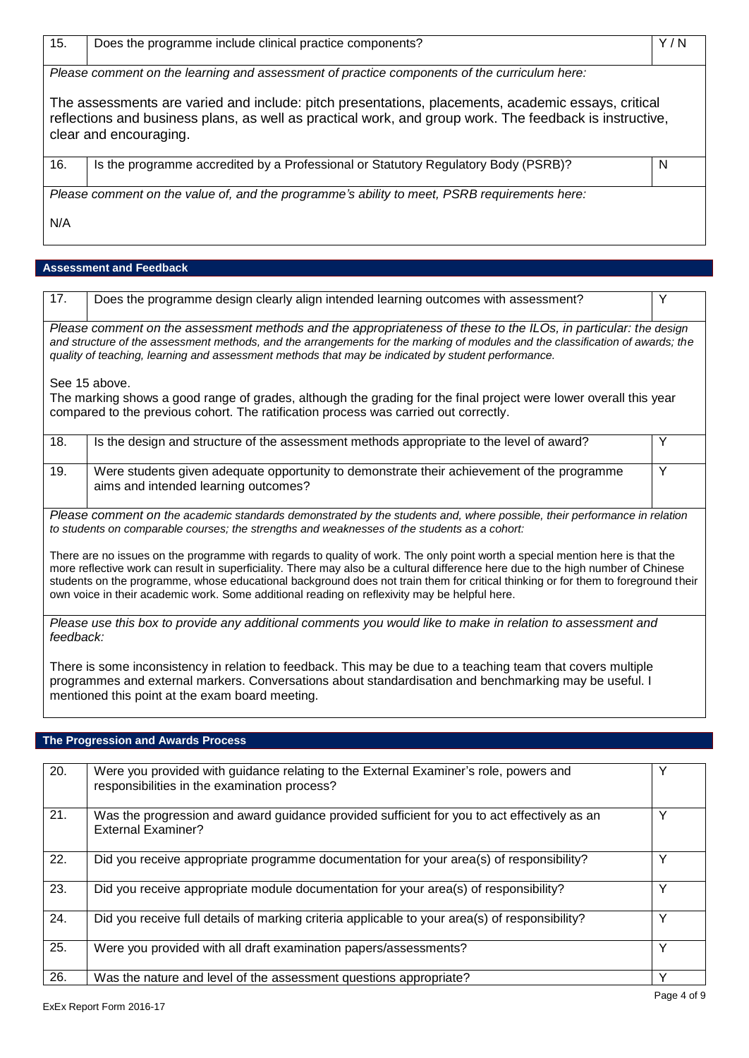| 15. | Does the programme include clinical practice components? | Y / N |
|---|---|---|

*Please comment on the learning and assessment of practice components of the curriculum here:*

The assessments are varied and include: pitch presentations, placements, academic essays, critical reflections and business plans, as well as practical work, and group work. The feedback is instructive, clear and encouraging.

| 16. | Is the programme accredited by a Professional or Statutory Regulatory Body (PSRB)? | N |
|---|---|---|

*Please comment on the value of, and the programme's ability to meet, PSRB requirements here:*

N/A

## Assessment and Feedback

| 17. | Does the programme design clearly align intended learning outcomes with assessment? | Y |
|---|---|---|

*Please comment on the assessment methods and the appropriateness of these to the ILOs, in particular: the design and structure of the assessment methods, and the arrangements for the marking of modules and the classification of awards; the quality of teaching, learning and assessment methods that may be indicated by student performance.*

See 15 above.
The marking shows a good range of grades, although the grading for the final project were lower overall this year compared to the previous cohort. The ratification process was carried out correctly.

| 18. | Is the design and structure of the assessment methods appropriate to the level of award? | Y |
|---|---|---|
| 19. | Were students given adequate opportunity to demonstrate their achievement of the programme aims and intended learning outcomes? | Y |

*Please comment on the academic standards demonstrated by the students and, where possible, their performance in relation to students on comparable courses; the strengths and weaknesses of the students as a cohort:*

There are no issues on the programme with regards to quality of work. The only point worth a special mention here is that the more reflective work can result in superficiality. There may also be a cultural difference here due to the high number of Chinese students on the programme, whose educational background does not train them for critical thinking or for them to foreground their own voice in their academic work. Some additional reading on reflexivity may be helpful here.

*Please use this box to provide any additional comments you would like to make in relation to assessment and feedback:*

There is some inconsistency in relation to feedback. This may be due to a teaching team that covers multiple programmes and external markers. Conversations about standardisation and benchmarking may be useful. I mentioned this point at the exam board meeting.

## The Progression and Awards Process

| 20. | Were you provided with guidance relating to the External Examiner's role, powers and responsibilities in the examination process? | Y |
|---|---|---|
| 21. | Was the progression and award guidance provided sufficient for you to act effectively as an External Examiner? | Y |
| 22. | Did you receive appropriate programme documentation for your area(s) of responsibility? | Y |
| 23. | Did you receive appropriate module documentation for your area(s) of responsibility? | Y |
| 24. | Did you receive full details of marking criteria applicable to your area(s) of responsibility? | Y |
| 25. | Were you provided with all draft examination papers/assessments? | Y |
| 26. | Was the nature and level of the assessment questions appropriate? | Y |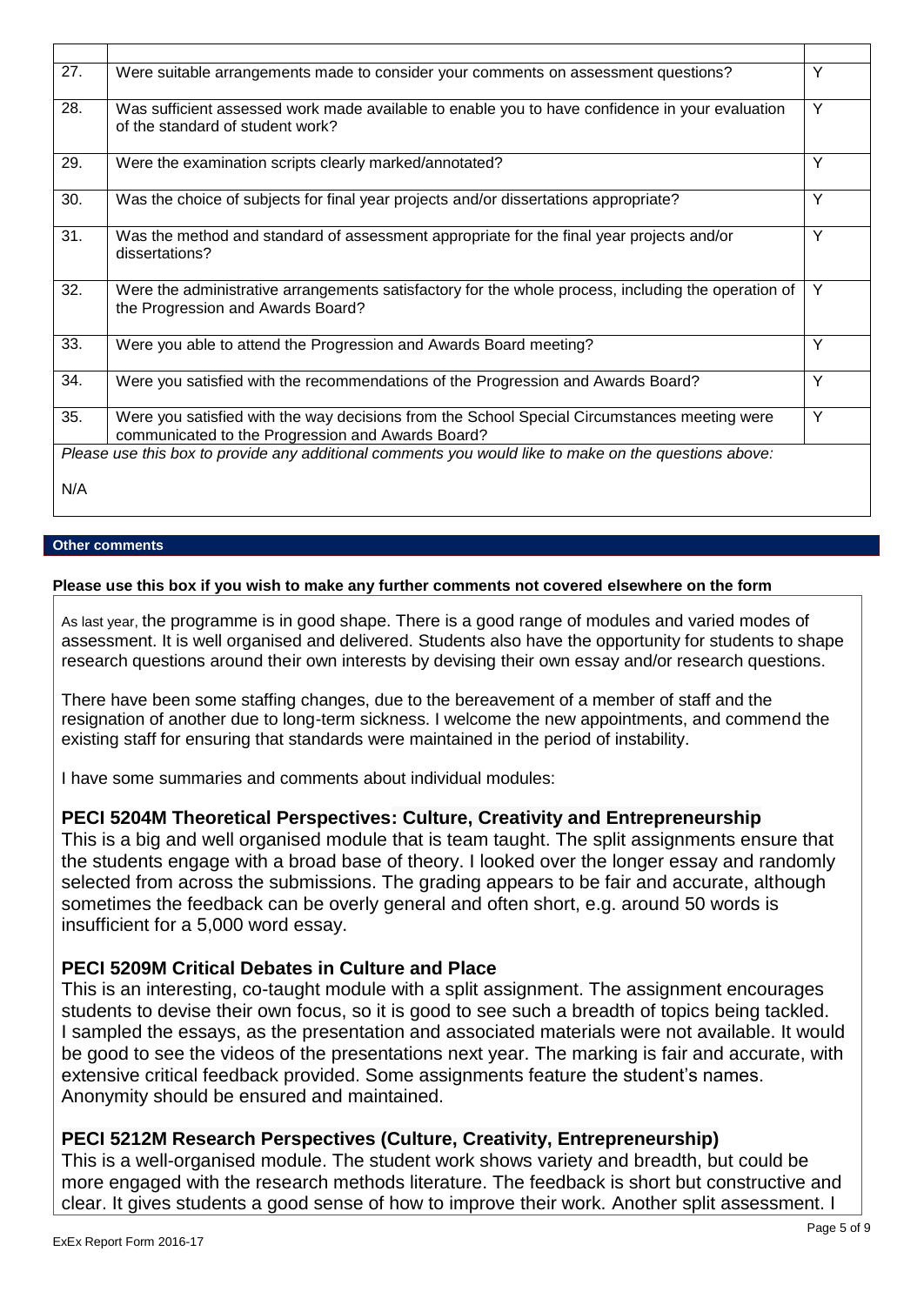| | | |
|---|---|---|
| 27. | Were suitable arrangements made to consider your comments on assessment questions? | Y |
| 28. | Was sufficient assessed work made available to enable you to have confidence in your evaluation of the standard of student work? | Y |
| 29. | Were the examination scripts clearly marked/annotated? | Y |
| 30. | Was the choice of subjects for final year projects and/or dissertations appropriate? | Y |
| 31. | Was the method and standard of assessment appropriate for the final year projects and/or dissertations? | Y |
| 32. | Were the administrative arrangements satisfactory for the whole process, including the operation of the Progression and Awards Board? | Y |
| 33. | Were you able to attend the Progression and Awards Board meeting? | Y |
| 34. | Were you satisfied with the recommendations of the Progression and Awards Board? | Y |
| 35. | Were you satisfied with the way decisions from the School Special Circumstances meeting were communicated to the Progression and Awards Board? | Y |

*Please use this box to provide any additional comments you would like to make on the questions above:*

N/A

**Other comments**

**Please use this box if you wish to make any further comments not covered elsewhere on the form**

As last year, the programme is in good shape. There is a good range of modules and varied modes of assessment. It is well organised and delivered. Students also have the opportunity for students to shape research questions around their own interests by devising their own essay and/or research questions.

There have been some staffing changes, due to the bereavement of a member of staff and the resignation of another due to long-term sickness. I welcome the new appointments, and commend the existing staff for ensuring that standards were maintained in the period of instability.

I have some summaries and comments about individual modules:

**PECI 5204M Theoretical Perspectives: Culture, Creativity and Entrepreneurship**

This is a big and well organised module that is team taught. The split assignments ensure that the students engage with a broad base of theory. I looked over the longer essay and randomly selected from across the submissions. The grading appears to be fair and accurate, although sometimes the feedback can be overly general and often short, e.g. around 50 words is insufficient for a 5,000 word essay.

**PECI 5209M Critical Debates in Culture and Place**

This is an interesting, co-taught module with a split assignment. The assignment encourages students to devise their own focus, so it is good to see such a breadth of topics being tackled. I sampled the essays, as the presentation and associated materials were not available. It would be good to see the videos of the presentations next year. The marking is fair and accurate, with extensive critical feedback provided. Some assignments feature the student's names. Anonymity should be ensured and maintained.

**PECI 5212M Research Perspectives (Culture, Creativity, Entrepreneurship)**

This is a well-organised module. The student work shows variety and breadth, but could be more engaged with the research methods literature. The feedback is short but constructive and clear. It gives students a good sense of how to improve their work. Another split assessment. I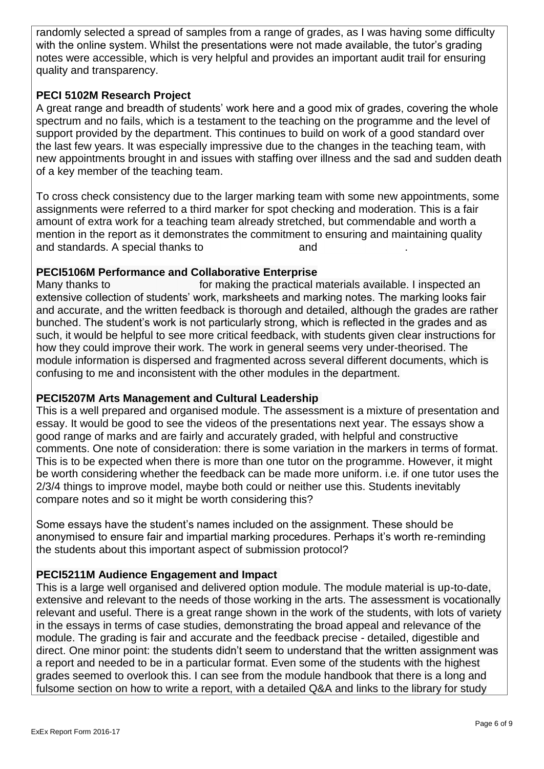randomly selected a spread of samples from a range of grades, as I was having some difficulty with the online system. Whilst the presentations were not made available, the tutor's grading notes were accessible, which is very helpful and provides an important audit trail for ensuring quality and transparency.

**PECI 5102M Research Project**

A great range and breadth of students' work here and a good mix of grades, covering the whole spectrum and no fails, which is a testament to the teaching on the programme and the level of support provided by the department. This continues to build on work of a good standard over the last few years. It was especially impressive due to the changes in the teaching team, with new appointments brought in and issues with staffing over illness and the sad and sudden death of a key member of the teaching team.

To cross check consistency due to the larger marking team with some new appointments, some assignments were referred to a third marker for spot checking and moderation. This is a fair amount of extra work for a teaching team already stretched, but commendable and worth a mention in the report as it demonstrates the commitment to ensuring and maintaining quality and standards. A special thanks to and .

**PECI5106M Performance and Collaborative Enterprise**

Many thanks to for making the practical materials available. I inspected an extensive collection of students' work, marksheets and marking notes. The marking looks fair and accurate, and the written feedback is thorough and detailed, although the grades are rather bunched. The student's work is not particularly strong, which is reflected in the grades and as such, it would be helpful to see more critical feedback, with students given clear instructions for how they could improve their work. The work in general seems very under-theorised. The module information is dispersed and fragmented across several different documents, which is confusing to me and inconsistent with the other modules in the department.

**PECI5207M Arts Management and Cultural Leadership**

This is a well prepared and organised module. The assessment is a mixture of presentation and essay. It would be good to see the videos of the presentations next year. The essays show a good range of marks and are fairly and accurately graded, with helpful and constructive comments. One note of consideration: there is some variation in the markers in terms of format. This is to be expected when there is more than one tutor on the programme. However, it might be worth considering whether the feedback can be made more uniform. i.e. if one tutor uses the 2/3/4 things to improve model, maybe both could or neither use this. Students inevitably compare notes and so it might be worth considering this?

Some essays have the student's names included on the assignment. These should be anonymised to ensure fair and impartial marking procedures. Perhaps it's worth re-reminding the students about this important aspect of submission protocol?

**PECI5211M Audience Engagement and Impact**

This is a large well organised and delivered option module. The module material is up-to-date, extensive and relevant to the needs of those working in the arts. The assessment is vocationally relevant and useful. There is a great range shown in the work of the students, with lots of variety in the essays in terms of case studies, demonstrating the broad appeal and relevance of the module. The grading is fair and accurate and the feedback precise - detailed, digestible and direct. One minor point: the students didn't seem to understand that the written assignment was a report and needed to be in a particular format. Even some of the students with the highest grades seemed to overlook this. I can see from the module handbook that there is a long and fulsome section on how to write a report, with a detailed Q&A and links to the library for study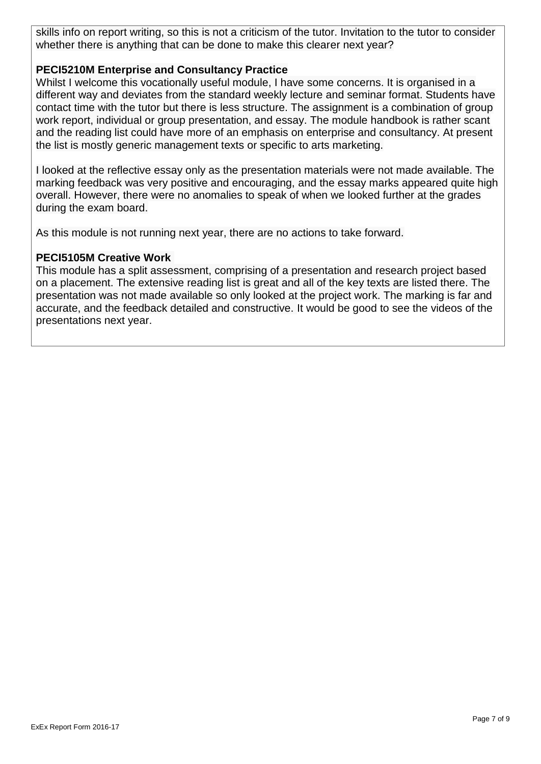skills info on report writing, so this is not a criticism of the tutor. Invitation to the tutor to consider whether there is anything that can be done to make this clearer next year?

**PECI5210M Enterprise and Consultancy Practice**

Whilst I welcome this vocationally useful module, I have some concerns. It is organised in a different way and deviates from the standard weekly lecture and seminar format. Students have contact time with the tutor but there is less structure. The assignment is a combination of group work report, individual or group presentation, and essay. The module handbook is rather scant and the reading list could have more of an emphasis on enterprise and consultancy. At present the list is mostly generic management texts or specific to arts marketing.

I looked at the reflective essay only as the presentation materials were not made available. The marking feedback was very positive and encouraging, and the essay marks appeared quite high overall. However, there were no anomalies to speak of when we looked further at the grades during the exam board.

As this module is not running next year, there are no actions to take forward.

**PECI5105M Creative Work**

This module has a split assessment, comprising of a presentation and research project based on a placement. The extensive reading list is great and all of the key texts are listed there. The presentation was not made available so only looked at the project work. The marking is far and accurate, and the feedback detailed and constructive. It would be good to see the videos of the presentations next year.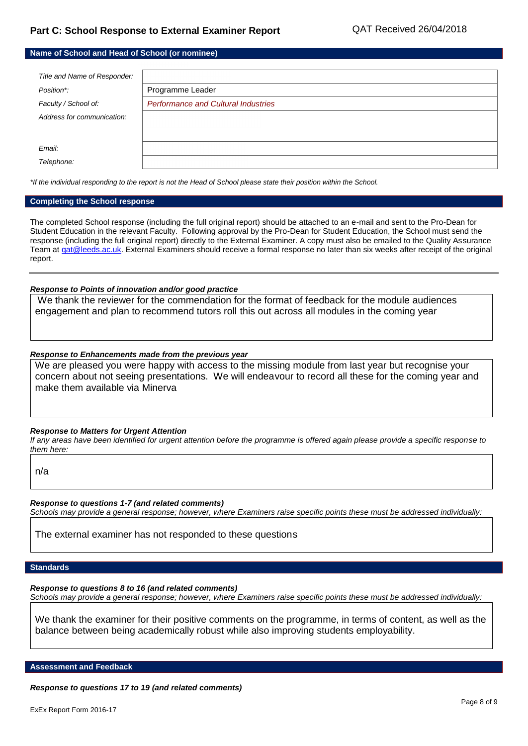## Part C: School Response to External Examiner Report

QAT Received 26/04/2018

### Name of School and Head of School (or nominee)

| | |
|---|---|
| *Title and Name of Responder:* | |
| *Position\*:* | Programme Leader |
| *Faculty / School of:* | *Performance and Cultural Industries* |
| *Address for communication:* | |
| *Email:* | |
| *Telephone:* | |

*\*If the individual responding to the report is not the Head of School please state their position within the School.*

### Completing the School response

The completed School response (including the full original report) should be attached to an e-mail and sent to the Pro-Dean for Student Education in the relevant Faculty. Following approval by the Pro-Dean for Student Education, the School must send the response (including the full original report) directly to the External Examiner. A copy must also be emailed to the Quality Assurance Team at qat@leeds.ac.uk. External Examiners should receive a formal response no later than six weeks after receipt of the original report.

---

***Response to Points of innovation and/or good practice***

We thank the reviewer for the commendation for the format of feedback for the module audiences engagement and plan to recommend tutors roll this out across all modules in the coming year

***Response to Enhancements made from the previous year***

We are pleased you were happy with access to the missing module from last year but recognise your concern about not seeing presentations. We will endeavour to record all these for the coming year and make them available via Minerva

***Response to Matters for Urgent Attention***

*If any areas have been identified for urgent attention before the programme is offered again please provide a specific response to them here:*

n/a

***Response to questions 1-7 (and related comments)***

*Schools may provide a general response; however, where Examiners raise specific points these must be addressed individually:*

The external examiner has not responded to these questions

### Standards

***Response to questions 8 to 16 (and related comments)***

*Schools may provide a general response; however, where Examiners raise specific points these must be addressed individually:*

We thank the examiner for their positive comments on the programme, in terms of content, as well as the balance between being academically robust while also improving students employability.

### Assessment and Feedback

***Response to questions 17 to 19 (and related comments)***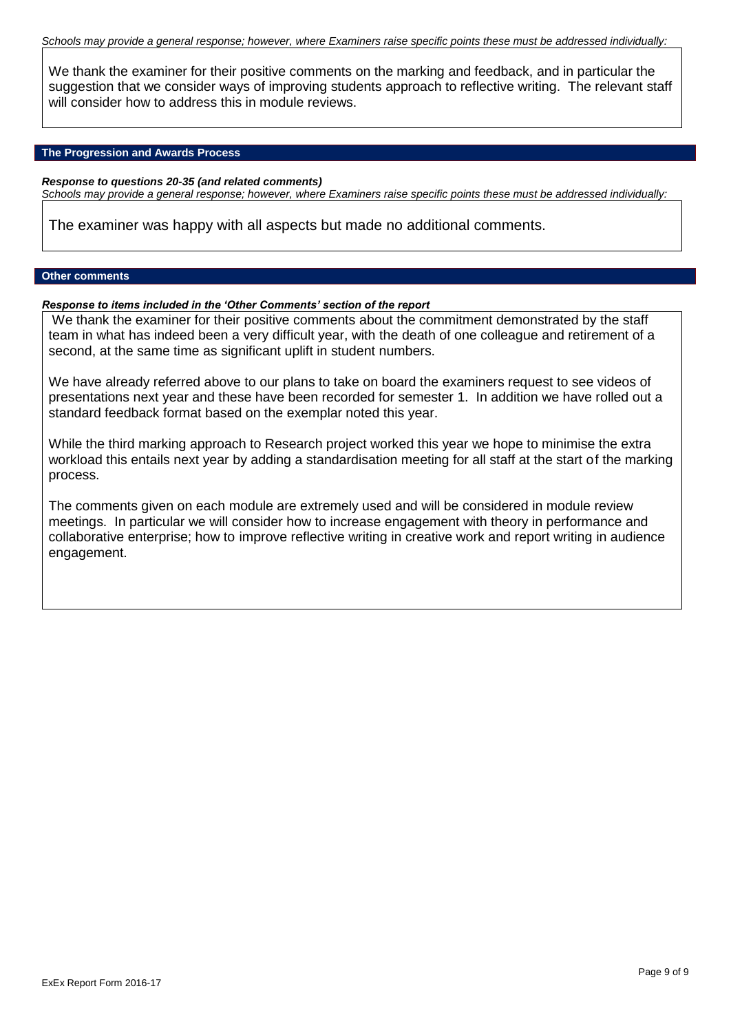*Schools may provide a general response; however, where Examiners raise specific points these must be addressed individually:*

We thank the examiner for their positive comments on the marking and feedback, and in particular the suggestion that we consider ways of improving students approach to reflective writing. The relevant staff will consider how to address this in module reviews.

## The Progression and Awards Process

***Response to questions 20-35 (and related comments)***

*Schools may provide a general response; however, where Examiners raise specific points these must be addressed individually:*

The examiner was happy with all aspects but made no additional comments.

## Other comments

***Response to items included in the 'Other Comments' section of the report***

We thank the examiner for their positive comments about the commitment demonstrated by the staff team in what has indeed been a very difficult year, with the death of one colleague and retirement of a second, at the same time as significant uplift in student numbers.

We have already referred above to our plans to take on board the examiners request to see videos of presentations next year and these have been recorded for semester 1. In addition we have rolled out a standard feedback format based on the exemplar noted this year.

While the third marking approach to Research project worked this year we hope to minimise the extra workload this entails next year by adding a standardisation meeting for all staff at the start of the marking process.

The comments given on each module are extremely used and will be considered in module review meetings. In particular we will consider how to increase engagement with theory in performance and collaborative enterprise; how to improve reflective writing in creative work and report writing in audience engagement.